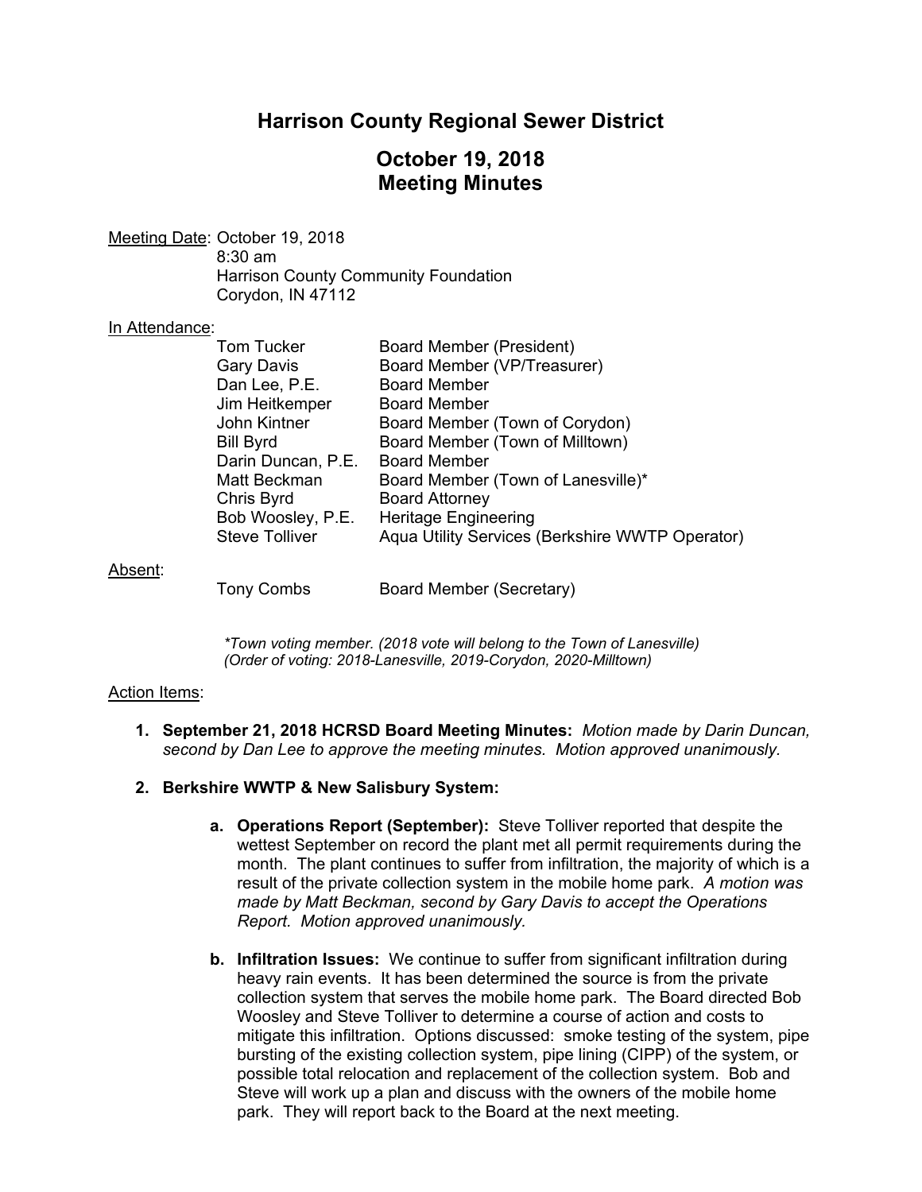# Harrison County Regional Sewer District

## October 19, 2018
## Meeting Minutes

Meeting Date: October 19, 2018
8:30 am
Harrison County Community Foundation
Corydon, IN 47112

In Attendance:

| | |
|---|---|
| Tom Tucker | Board Member (President) |
| Gary Davis | Board Member (VP/Treasurer) |
| Dan Lee, P.E. | Board Member |
| Jim Heitkemper | Board Member |
| John Kintner | Board Member (Town of Corydon) |
| Bill Byrd | Board Member (Town of Milltown) |
| Darin Duncan, P.E. | Board Member |
| Matt Beckman | Board Member (Town of Lanesville)* |
| Chris Byrd | Board Attorney |
| Bob Woosley, P.E. | Heritage Engineering |
| Steve Tolliver | Aqua Utility Services (Berkshire WWTP Operator) |

Absent:

| | |
|---|---|
| Tony Combs | Board Member (Secretary) |

*\*Town voting member. (2018 vote will belong to the Town of Lanesville)*
*(Order of voting: 2018-Lanesville, 2019-Corydon, 2020-Milltown)*

Action Items:

1. **September 21, 2018 HCRSD Board Meeting Minutes:** *Motion made by Darin Duncan, second by Dan Lee to approve the meeting minutes. Motion approved unanimously.*

2. **Berkshire WWTP & New Salisbury System:**

   a. **Operations Report (September):** Steve Tolliver reported that despite the wettest September on record the plant met all permit requirements during the month. The plant continues to suffer from infiltration, the majority of which is a result of the private collection system in the mobile home park. *A motion was made by Matt Beckman, second by Gary Davis to accept the Operations Report. Motion approved unanimously.*

   b. **Infiltration Issues:** We continue to suffer from significant infiltration during heavy rain events. It has been determined the source is from the private collection system that serves the mobile home park. The Board directed Bob Woosley and Steve Tolliver to determine a course of action and costs to mitigate this infiltration. Options discussed: smoke testing of the system, pipe bursting of the existing collection system, pipe lining (CIPP) of the system, or possible total relocation and replacement of the collection system. Bob and Steve will work up a plan and discuss with the owners of the mobile home park. They will report back to the Board at the next meeting.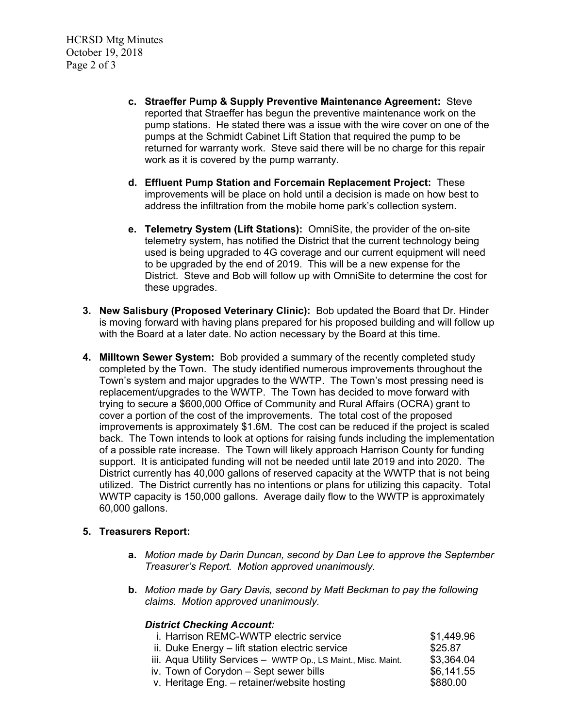c. **Straeffer Pump & Supply Preventive Maintenance Agreement:** Steve reported that Straeffer has begun the preventive maintenance work on the pump stations. He stated there was a issue with the wire cover on one of the pumps at the Schmidt Cabinet Lift Station that required the pump to be returned for warranty work. Steve said there will be no charge for this repair work as it is covered by the pump warranty.

d. **Effluent Pump Station and Forcemain Replacement Project:** These improvements will be place on hold until a decision is made on how best to address the infiltration from the mobile home park's collection system.

e. **Telemetry System (Lift Stations):** OmniSite, the provider of the on-site telemetry system, has notified the District that the current technology being used is being upgraded to 4G coverage and our current equipment will need to be upgraded by the end of 2019. This will be a new expense for the District. Steve and Bob will follow up with OmniSite to determine the cost for these upgrades.

3. **New Salisbury (Proposed Veterinary Clinic):** Bob updated the Board that Dr. Hinder is moving forward with having plans prepared for his proposed building and will follow up with the Board at a later date. No action necessary by the Board at this time.

4. **Milltown Sewer System:** Bob provided a summary of the recently completed study completed by the Town. The study identified numerous improvements throughout the Town's system and major upgrades to the WWTP. The Town's most pressing need is replacement/upgrades to the WWTP. The Town has decided to move forward with trying to secure a $600,000 Office of Community and Rural Affairs (OCRA) grant to cover a portion of the cost of the improvements. The total cost of the proposed improvements is approximately $1.6M. The cost can be reduced if the project is scaled back. The Town intends to look at options for raising funds including the implementation of a possible rate increase. The Town will likely approach Harrison County for funding support. It is anticipated funding will not be needed until late 2019 and into 2020. The District currently has 40,000 gallons of reserved capacity at the WWTP that is not being utilized. The District currently has no intentions or plans for utilizing this capacity. Total WWTP capacity is 150,000 gallons. Average daily flow to the WWTP is approximately 60,000 gallons.

5. **Treasurers Report:**

a. *Motion made by Darin Duncan, second by Dan Lee to approve the September Treasurer's Report. Motion approved unanimously.*

b. *Motion made by Gary Davis, second by Matt Beckman to pay the following claims. Motion approved unanimously.*

***District Checking Account:***

| | |
|---|---|
| i. Harrison REMC-WWTP electric service | $1,449.96 |
| ii. Duke Energy – lift station electric service | $25.87 |
| iii. Aqua Utility Services – WWTP Op., LS Maint., Misc. Maint. | $3,364.04 |
| iv. Town of Corydon – Sept sewer bills | $6,141.55 |
| v. Heritage Eng. – retainer/website hosting | $880.00 |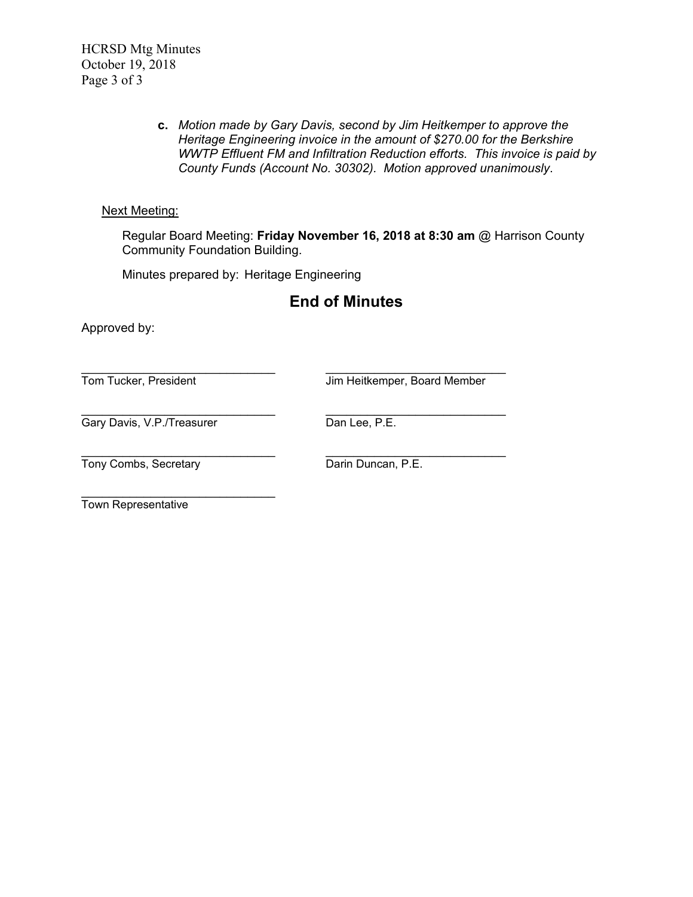**c.** *Motion made by Gary Davis, second by Jim Heitkemper to approve the Heritage Engineering invoice in the amount of $270.00 for the Berkshire WWTP Effluent FM and Infiltration Reduction efforts. This invoice is paid by County Funds (Account No. 30302). Motion approved unanimously*.

<u>Next Meeting:</u>

Regular Board Meeting: **Friday November 16, 2018 at 8:30 am** @ Harrison County Community Foundation Building.

Minutes prepared by: Heritage Engineering

## End of Minutes

Approved by:

| | |
|---|---|
| ______________________________ | ______________________________ |
| Tom Tucker, President | Jim Heitkemper, Board Member |
| ______________________________ | ______________________________ |
| Gary Davis, V.P./Treasurer | Dan Lee, P.E. |
| ______________________________ | ______________________________ |
| Tony Combs, Secretary | Darin Duncan, P.E. |
| ______________________________ | |
| Town Representative | |